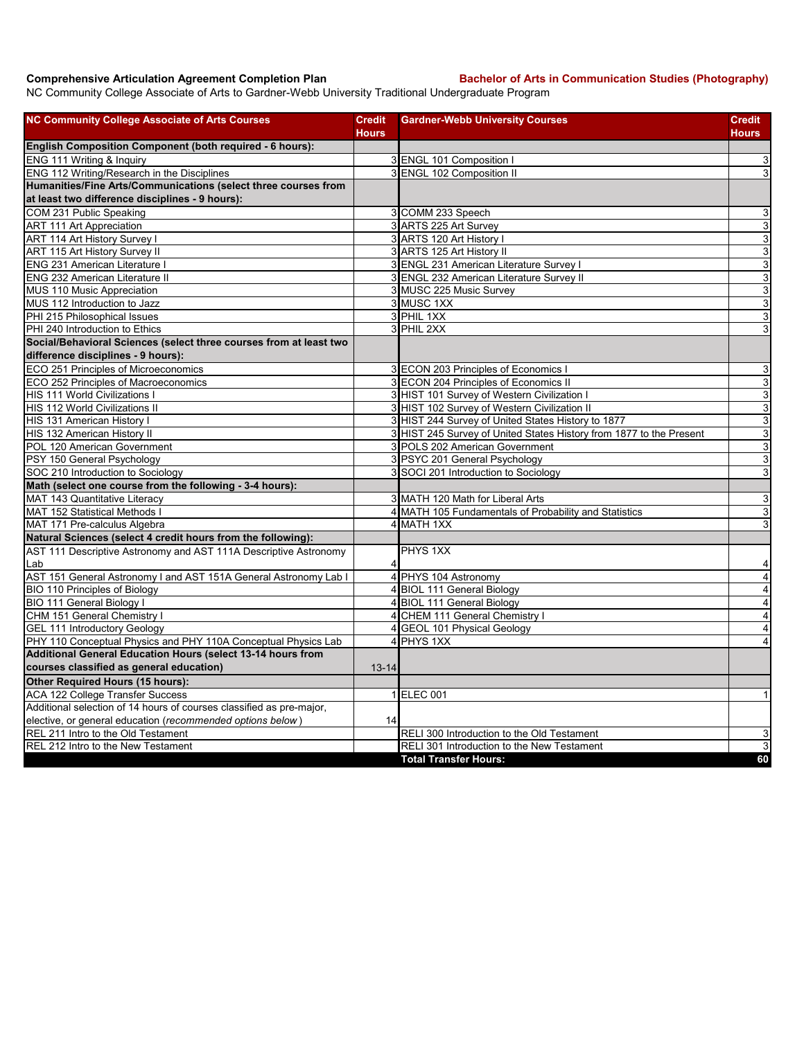**Comprehensive Articulation Agreement Completion Plan** **Bachelor of Arts in Communication Studies (Photography)**

NC Community College Associate of Arts to Gardner-Webb University Traditional Undergraduate Program

| NC Community College Associate of Arts Courses | Credit Hours | Gardner-Webb University Courses | Credit Hours |
|---|---|---|---|
| **English Composition Component (both required - 6 hours):** | | | |
| ENG 111 Writing & Inquiry | 3 | ENGL 101 Composition I | 3 |
| ENG 112 Writing/Research in the Disciplines | 3 | ENGL 102 Composition II | 3 |
| **Humanities/Fine Arts/Communications (select three courses from at least two difference disciplines - 9 hours):** | | | |
| COM 231 Public Speaking | 3 | COMM 233 Speech | 3 |
| ART 111 Art Appreciation | 3 | ARTS 225 Art Survey | 3 |
| ART 114 Art History Survey I | 3 | ARTS 120 Art History I | 3 |
| ART 115 Art History Survey II | 3 | ARTS 125 Art History II | 3 |
| ENG 231 American Literature I | 3 | ENGL 231 American Literature Survey I | 3 |
| ENG 232 American Literature II | 3 | ENGL 232 American Literature Survey II | 3 |
| MUS 110 Music Appreciation | 3 | MUSC 225 Music Survey | 3 |
| MUS 112 Introduction to Jazz | 3 | MUSC 1XX | 3 |
| PHI 215 Philosophical Issues | 3 | PHIL 1XX | 3 |
| PHI 240 Introduction to Ethics | 3 | PHIL 2XX | 3 |
| **Social/Behavioral Sciences (select three courses from at least two difference disciplines - 9 hours):** | | | |
| ECO 251 Principles of Microeconomics | 3 | ECON 203 Principles of Economics I | 3 |
| ECO 252 Principles of Macroeconomics | 3 | ECON 204 Principles of Economics II | 3 |
| HIS 111 World Civilizations I | 3 | HIST 101 Survey of Western Civilization I | 3 |
| HIS 112 World Civilizations II | 3 | HIST 102 Survey of Western Civilization II | 3 |
| HIS 131 American History I | 3 | HIST 244 Survey of United States History to 1877 | 3 |
| HIS 132 American History II | 3 | HIST 245 Survey of United States History from 1877 to the Present | 3 |
| POL 120 American Government | 3 | POLS 202 American Government | 3 |
| PSY 150 General Psychology | 3 | PSYC 201 General Psychology | 3 |
| SOC 210 Introduction to Sociology | 3 | SOCI 201 Introduction to Sociology | 3 |
| **Math (select one course from the following - 3-4 hours):** | | | |
| MAT 143 Quantitative Literacy | 3 | MATH 120 Math for Liberal Arts | 3 |
| MAT 152 Statistical Methods I | 4 | MATH 105 Fundamentals of Probability and Statistics | 3 |
| MAT 171 Pre-calculus Algebra | 4 | MATH 1XX | 3 |
| **Natural Sciences (select 4 credit hours from the following):** | | | |
| AST 111 Descriptive Astronomy and AST 111A Descriptive Astronomy Lab | 4 | PHYS 1XX | 4 |
| AST 151 General Astronomy I and AST 151A General Astronomy Lab I | 4 | PHYS 104 Astronomy | 4 |
| BIO 110 Principles of Biology | 4 | BIOL 111 General Biology | 4 |
| BIO 111 General Biology I | 4 | BIOL 111 General Biology | 4 |
| CHM 151 General Chemistry I | 4 | CHEM 111 General Chemistry I | 4 |
| GEL 111 Introductory Geology | 4 | GEOL 101 Physical Geology | 4 |
| PHY 110 Conceptual Physics and PHY 110A Conceptual Physics Lab | 4 | PHYS 1XX | 4 |
| **Additional General Education Hours (select 13-14 hours from courses classified as general education)** | 13-14 | | |
| **Other Required Hours (15 hours):** | | | |
| ACA 122 College Transfer Success | 1 | ELEC 001 | 1 |
| Additional selection of 14 hours of courses classified as pre-major, elective, or general education (*recommended options below*) | 14 | | |
| REL 211 Intro to the Old Testament | | RELI 300 Introduction to the Old Testament | 3 |
| REL 212 Intro to the New Testament | | RELI 301 Introduction to the New Testament | 3 |
| | | **Total Transfer Hours:** | **60** |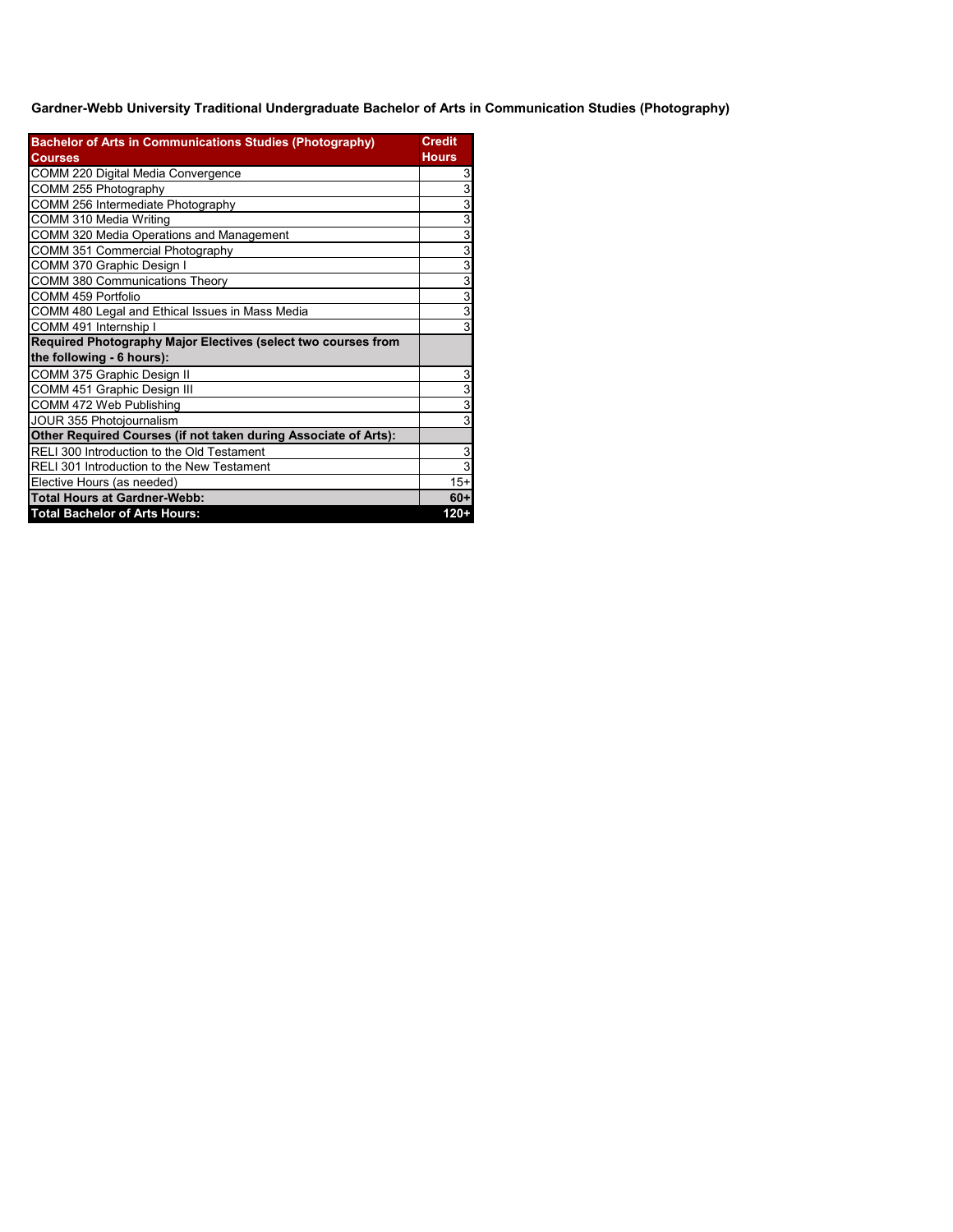**Gardner-Webb University Traditional Undergraduate Bachelor of Arts in Communication Studies (Photography)**

| Bachelor of Arts in Communications Studies (Photography) Courses | Credit Hours |
|---|---|
| COMM 220 Digital Media Convergence | 3 |
| COMM 255 Photography | 3 |
| COMM 256 Intermediate Photography | 3 |
| COMM 310 Media Writing | 3 |
| COMM 320 Media Operations and Management | 3 |
| COMM 351 Commercial Photography | 3 |
| COMM 370 Graphic Design I | 3 |
| COMM 380 Communications Theory | 3 |
| COMM 459 Portfolio | 3 |
| COMM 480 Legal and Ethical Issues in Mass Media | 3 |
| COMM 491 Internship I | 3 |
| **Required Photography Major Electives (select two courses from the following - 6 hours):** | |
| COMM 375 Graphic Design II | 3 |
| COMM 451 Graphic Design III | 3 |
| COMM 472 Web Publishing | 3 |
| JOUR 355 Photojournalism | 3 |
| **Other Required Courses (if not taken during Associate of Arts):** | |
| RELI 300 Introduction to the Old Testament | 3 |
| RELI 301 Introduction to the New Testament | 3 |
| Elective Hours (as needed) | 15+ |
| **Total Hours at Gardner-Webb:** | **60+** |
| **Total Bachelor of Arts Hours:** | **120+** |